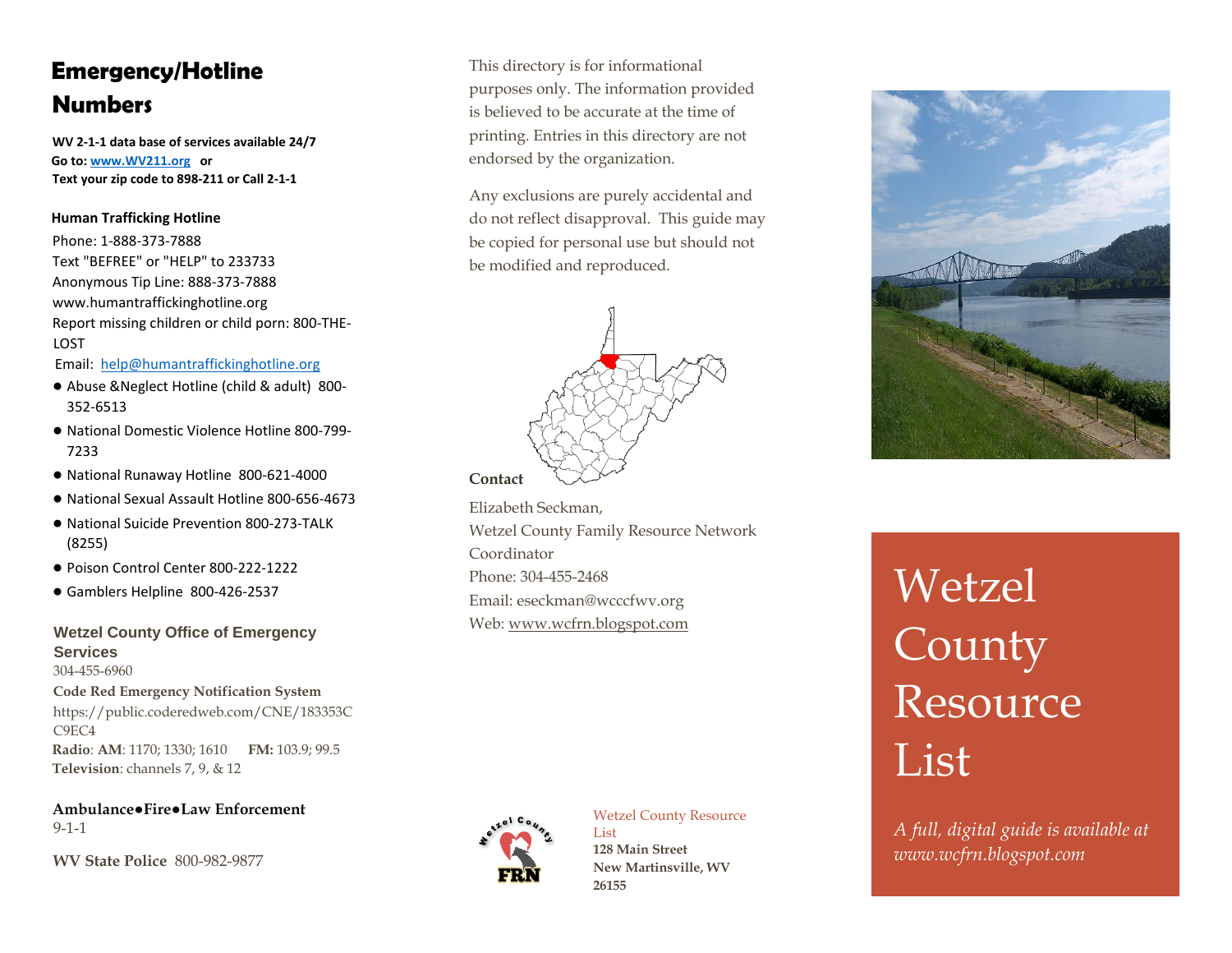# Emergency/Hotline Numbers

**WV 2-1-1 data base of services available 24/7**
**Go to: www.WV211.org or**
**Text your zip code to 898-211 or Call 2-1-1**

**Human Trafficking Hotline**

Phone: 1-888-373-7888
Text "BEFREE" or "HELP" to 233733
Anonymous Tip Line: 888-373-7888
www.humantraffickinghotline.org
Report missing children or child porn: 800-THE-LOST
Email: help@humantraffickinghotline.org

- Abuse &Neglect Hotline (child & adult) 800-352-6513
- National Domestic Violence Hotline 800-799-7233
- National Runaway Hotline 800-621-4000
- National Sexual Assault Hotline 800-656-4673
- National Suicide Prevention 800-273-TALK (8255)
- Poison Control Center 800-222-1222
- Gamblers Helpline 800-426-2537

**Wetzel County Office of Emergency Services**
304-455-6960

**Code Red Emergency Notification System**
https://public.coderedweb.com/CNE/183353CC9EC4

**Radio**: **AM**: 1170; 1330; 1610 **FM:** 103.9; 99.5
**Television**: channels 7, 9, & 12

**Ambulance●Fire●Law Enforcement**
9-1-1

**WV State Police** 800-982-9877

This directory is for informational purposes only. The information provided is believed to be accurate at the time of printing. Entries in this directory are not endorsed by the organization.

Any exclusions are purely accidental and do not reflect disapproval. This guide may be copied for personal use but should not be modified and reproduced.

**Contact**

Elizabeth Seckman,
Wetzel County Family Resource Network Coordinator
Phone: 304-455-2468
Email: eseckman@wcccfwv.org
Web: www.wcfrn.blogspot.com

Wetzel County Resource List
**128 Main Street**
**New Martinsville, WV 26155**

# Wetzel County Resource List

*A full, digital guide is available at www.wcfrn.blogspot.com*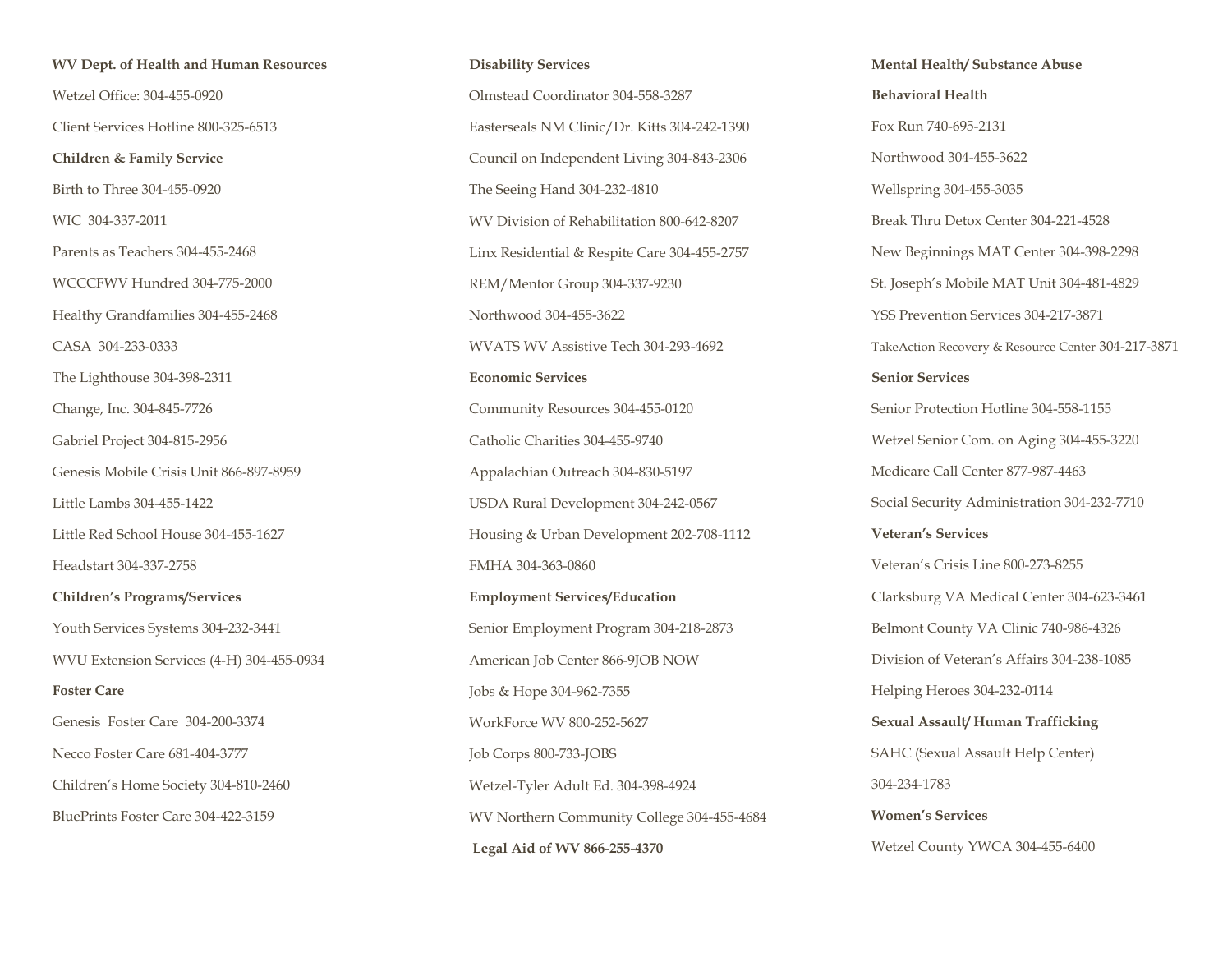**WV Dept. of Health and Human Resources**

Wetzel Office: 304-455-0920

Client Services Hotline 800-325-6513

**Children & Family Service**

Birth to Three 304-455-0920

WIC 304-337-2011

Parents as Teachers 304-455-2468

WCCCFWV Hundred 304-775-2000

Healthy Grandfamilies 304-455-2468

CASA 304-233-0333

The Lighthouse 304-398-2311

Change, Inc. 304-845-7726

Gabriel Project 304-815-2956

Genesis Mobile Crisis Unit 866-897-8959

Little Lambs 304-455-1422

Little Red School House 304-455-1627

Headstart 304-337-2758

**Children's Programs/Services**

Youth Services Systems 304-232-3441

WVU Extension Services (4-H) 304-455-0934

**Foster Care**

Genesis Foster Care 304-200-3374

Necco Foster Care 681-404-3777

Children's Home Society 304-810-2460

BluePrints Foster Care 304-422-3159

**Disability Services**

Olmstead Coordinator 304-558-3287

Easterseals NM Clinic/Dr. Kitts 304-242-1390

Council on Independent Living 304-843-2306

The Seeing Hand 304-232-4810

WV Division of Rehabilitation 800-642-8207

Linx Residential & Respite Care 304-455-2757

REM/Mentor Group 304-337-9230

Northwood 304-455-3622

WVATS WV Assistive Tech 304-293-4692

**Economic Services**

Community Resources 304-455-0120

Catholic Charities 304-455-9740

Appalachian Outreach 304-830-5197

USDA Rural Development 304-242-0567

Housing & Urban Development 202-708-1112

FMHA 304-363-0860

**Employment Services/Education**

Senior Employment Program 304-218-2873

American Job Center 866-9JOB NOW

Jobs & Hope 304-962-7355

WorkForce WV 800-252-5627

Job Corps 800-733-JOBS

Wetzel-Tyler Adult Ed. 304-398-4924

WV Northern Community College 304-455-4684

**Legal Aid of WV 866-255-4370**

**Mental Health/ Substance Abuse**

**Behavioral Health**

Fox Run 740-695-2131

Northwood 304-455-3622

Wellspring 304-455-3035

Break Thru Detox Center 304-221-4528

New Beginnings MAT Center 304-398-2298

St. Joseph's Mobile MAT Unit 304-481-4829

YSS Prevention Services 304-217-3871

TakeAction Recovery & Resource Center 304-217-3871

**Senior Services**

Senior Protection Hotline 304-558-1155

Wetzel Senior Com. on Aging 304-455-3220

Medicare Call Center 877-987-4463

Social Security Administration 304-232-7710

**Veteran's Services**

Veteran's Crisis Line 800-273-8255

Clarksburg VA Medical Center 304-623-3461

Belmont County VA Clinic 740-986-4326

Division of Veteran's Affairs 304-238-1085

Helping Heroes 304-232-0114

**Sexual Assault/ Human Trafficking**

SAHC (Sexual Assault Help Center)

304-234-1783

**Women's Services**

Wetzel County YWCA 304-455-6400